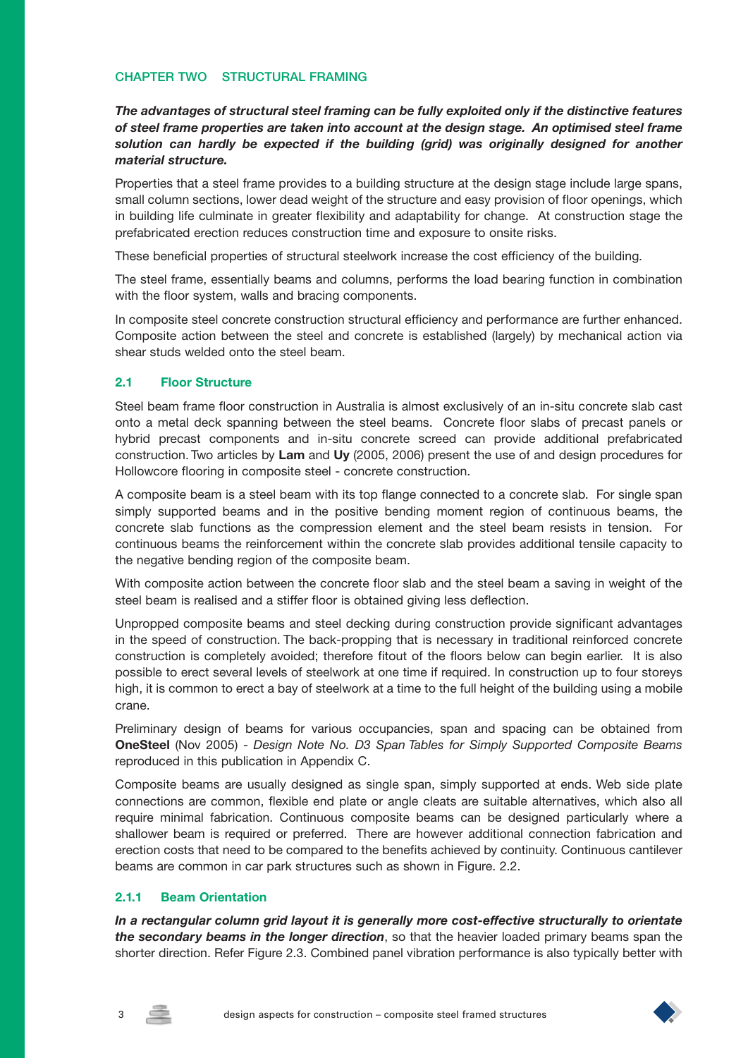## CHAPTER TWO STRUCTURAL FRAMING

***The advantages of structural steel framing can be fully exploited only if the distinctive features of steel frame properties are taken into account at the design stage. An optimised steel frame solution can hardly be expected if the building (grid) was originally designed for another material structure.***

Properties that a steel frame provides to a building structure at the design stage include large spans, small column sections, lower dead weight of the structure and easy provision of floor openings, which in building life culminate in greater flexibility and adaptability for change. At construction stage the prefabricated erection reduces construction time and exposure to onsite risks.

These beneficial properties of structural steelwork increase the cost efficiency of the building.

The steel frame, essentially beams and columns, performs the load bearing function in combination with the floor system, walls and bracing components.

In composite steel concrete construction structural efficiency and performance are further enhanced. Composite action between the steel and concrete is established (largely) by mechanical action via shear studs welded onto the steel beam.

### 2.1 Floor Structure

Steel beam frame floor construction in Australia is almost exclusively of an in-situ concrete slab cast onto a metal deck spanning between the steel beams. Concrete floor slabs of precast panels or hybrid precast components and in-situ concrete screed can provide additional prefabricated construction. Two articles by **Lam** and **Uy** (2005, 2006) present the use of and design procedures for Hollowcore flooring in composite steel - concrete construction.

A composite beam is a steel beam with its top flange connected to a concrete slab. For single span simply supported beams and in the positive bending moment region of continuous beams, the concrete slab functions as the compression element and the steel beam resists in tension. For continuous beams the reinforcement within the concrete slab provides additional tensile capacity to the negative bending region of the composite beam.

With composite action between the concrete floor slab and the steel beam a saving in weight of the steel beam is realised and a stiffer floor is obtained giving less deflection.

Unpropped composite beams and steel decking during construction provide significant advantages in the speed of construction. The back-propping that is necessary in traditional reinforced concrete construction is completely avoided; therefore fitout of the floors below can begin earlier. It is also possible to erect several levels of steelwork at one time if required. In construction up to four storeys high, it is common to erect a bay of steelwork at a time to the full height of the building using a mobile crane.

Preliminary design of beams for various occupancies, span and spacing can be obtained from **OneSteel** (Nov 2005) - *Design Note No. D3 Span Tables for Simply Supported Composite Beams* reproduced in this publication in Appendix C.

Composite beams are usually designed as single span, simply supported at ends. Web side plate connections are common, flexible end plate or angle cleats are suitable alternatives, which also all require minimal fabrication. Continuous composite beams can be designed particularly where a shallower beam is required or preferred. There are however additional connection fabrication and erection costs that need to be compared to the benefits achieved by continuity. Continuous cantilever beams are common in car park structures such as shown in Figure. 2.2.

#### 2.1.1 Beam Orientation

***In a rectangular column grid layout it is generally more cost-effective structurally to orientate the secondary beams in the longer direction***, so that the heavier loaded primary beams span the shorter direction. Refer Figure 2.3. Combined panel vibration performance is also typically better with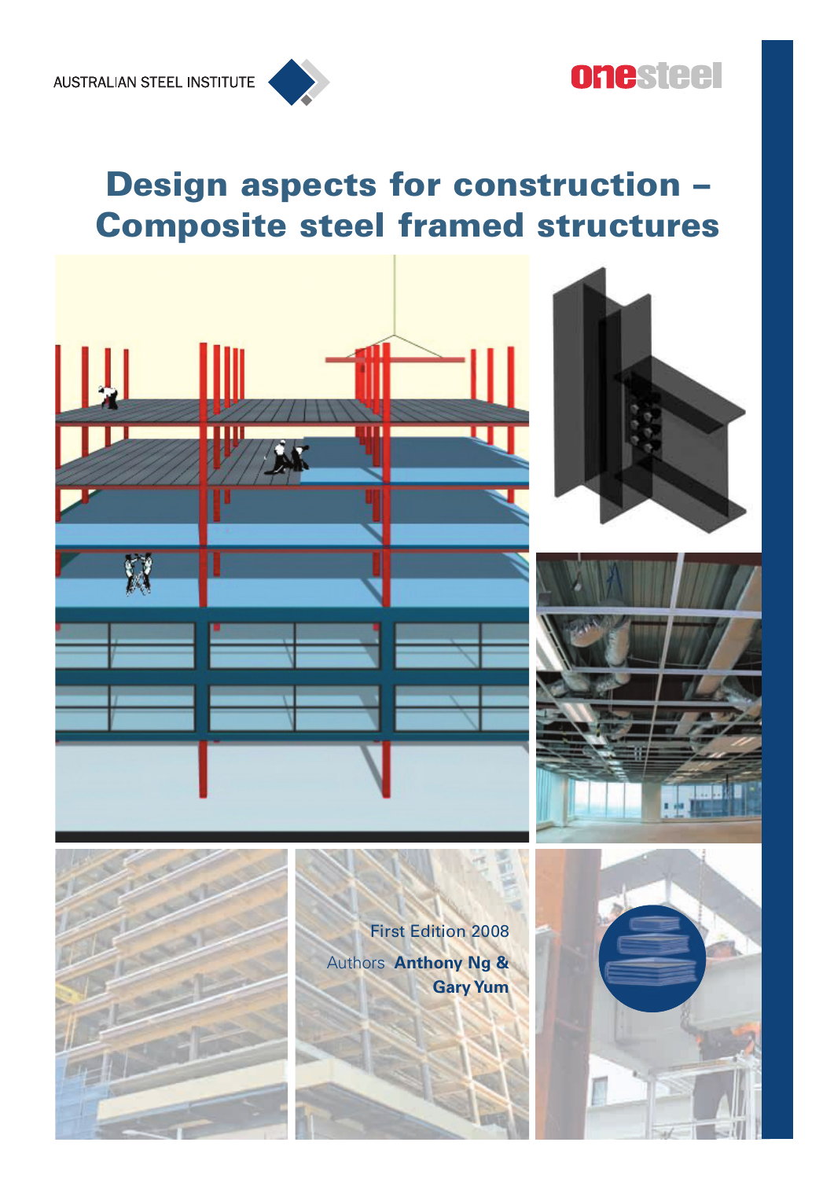AUSTRALIAN STEEL INSTITUTE

onesteel

# Design aspects for construction – Composite steel framed structures

First Edition 2008

Authors **Anthony Ng & Gary Yum**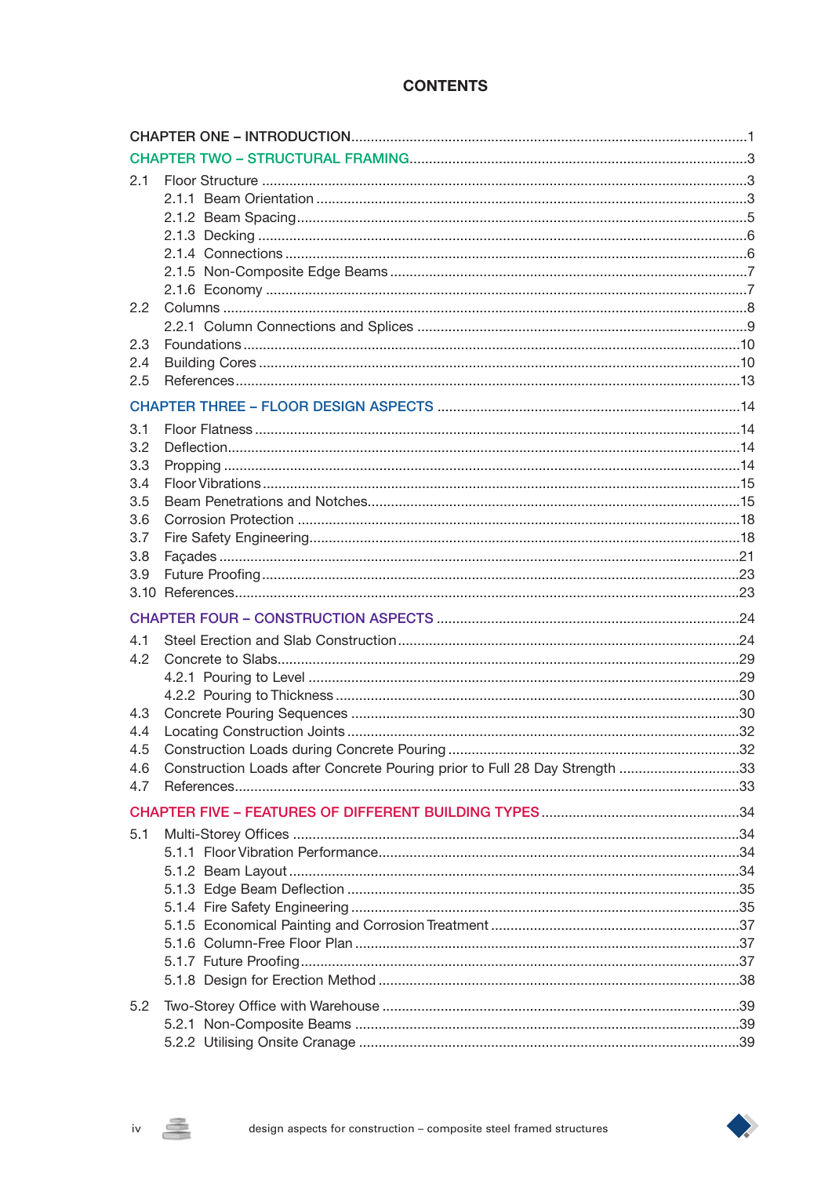# CONTENTS

CHAPTER ONE – INTRODUCTION .......................................................................................1

CHAPTER TWO – STRUCTURAL FRAMING .......................................................................3

- 2.1 Floor Structure .......................................................................................3
  - 2.1.1 Beam Orientation .......................................................................3
  - 2.1.2 Beam Spacing .......................................................................5
  - 2.1.3 Decking .......................................................................6
  - 2.1.4 Connections .......................................................................6
  - 2.1.5 Non-Composite Edge Beams .......................................................................7
  - 2.1.6 Economy .......................................................................7
- 2.2 Columns .......................................................................................8
  - 2.2.1 Column Connections and Splices .......................................................................9
- 2.3 Foundations .......................................................................................10
- 2.4 Building Cores .......................................................................................10
- 2.5 References .......................................................................................13

CHAPTER THREE – FLOOR DESIGN ASPECTS .......................................................................14

- 3.1 Floor Flatness .......................................................................................14
- 3.2 Deflection .......................................................................................14
- 3.3 Propping .......................................................................................14
- 3.4 Floor Vibrations .......................................................................................15
- 3.5 Beam Penetrations and Notches .......................................................................................15
- 3.6 Corrosion Protection .......................................................................................18
- 3.7 Fire Safety Engineering .......................................................................................18
- 3.8 Façades .......................................................................................21
- 3.9 Future Proofing .......................................................................................23
- 3.10 References .......................................................................................23

CHAPTER FOUR – CONSTRUCTION ASPECTS .......................................................................24

- 4.1 Steel Erection and Slab Construction .......................................................................................24
- 4.2 Concrete to Slabs .......................................................................................29
  - 4.2.1 Pouring to Level .......................................................................29
  - 4.2.2 Pouring to Thickness .......................................................................30
- 4.3 Concrete Pouring Sequences .......................................................................................30
- 4.4 Locating Construction Joints .......................................................................................32
- 4.5 Construction Loads during Concrete Pouring .......................................................................................32
- 4.6 Construction Loads after Concrete Pouring prior to Full 28 Day Strength .......................................................................................33
- 4.7 References .......................................................................................33

CHAPTER FIVE – FEATURES OF DIFFERENT BUILDING TYPES .......................................................................34

- 5.1 Multi-Storey Offices .......................................................................................34
  - 5.1.1 Floor Vibration Performance .......................................................................34
  - 5.1.2 Beam Layout .......................................................................34
  - 5.1.3 Edge Beam Deflection .......................................................................35
  - 5.1.4 Fire Safety Engineering .......................................................................35
  - 5.1.5 Economical Painting and Corrosion Treatment .......................................................................37
  - 5.1.6 Column-Free Floor Plan .......................................................................37
  - 5.1.7 Future Proofing .......................................................................37
  - 5.1.8 Design for Erection Method .......................................................................38
- 5.2 Two-Storey Office with Warehouse .......................................................................................39
  - 5.2.1 Non-Composite Beams .......................................................................39
  - 5.2.2 Utilising Onsite Cranage .......................................................................39